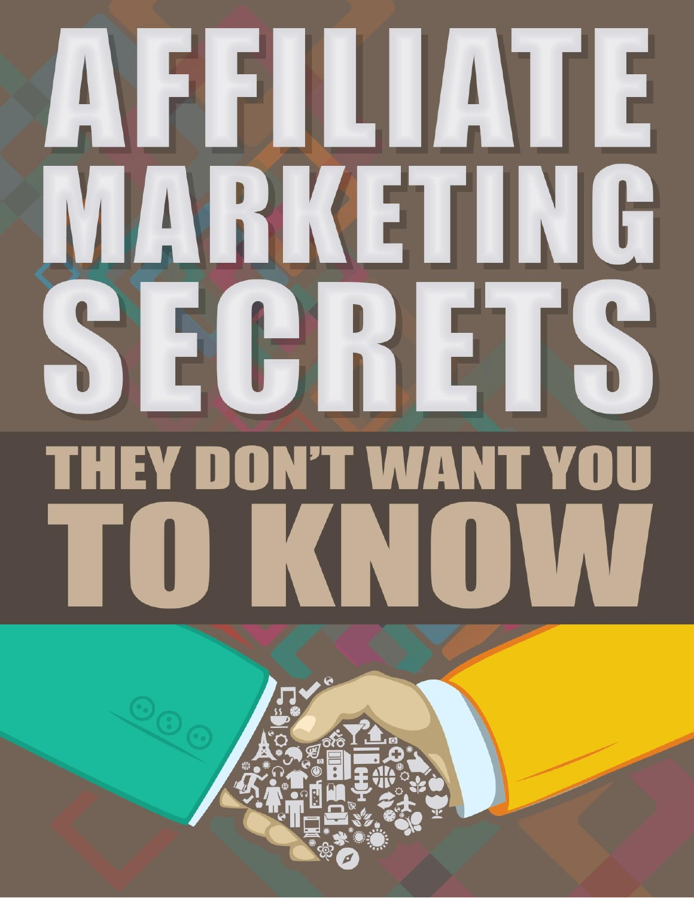# AFFILIATE MARKETING SECRETS

## THEY DON'T WANT YOU TO KNOW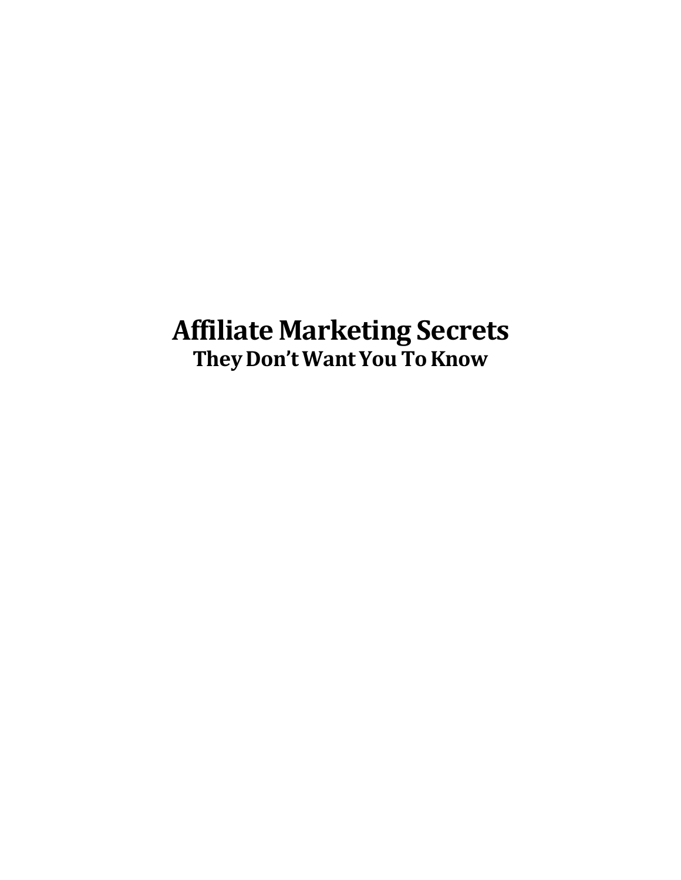# Affiliate Marketing Secrets

## They Don't Want You To Know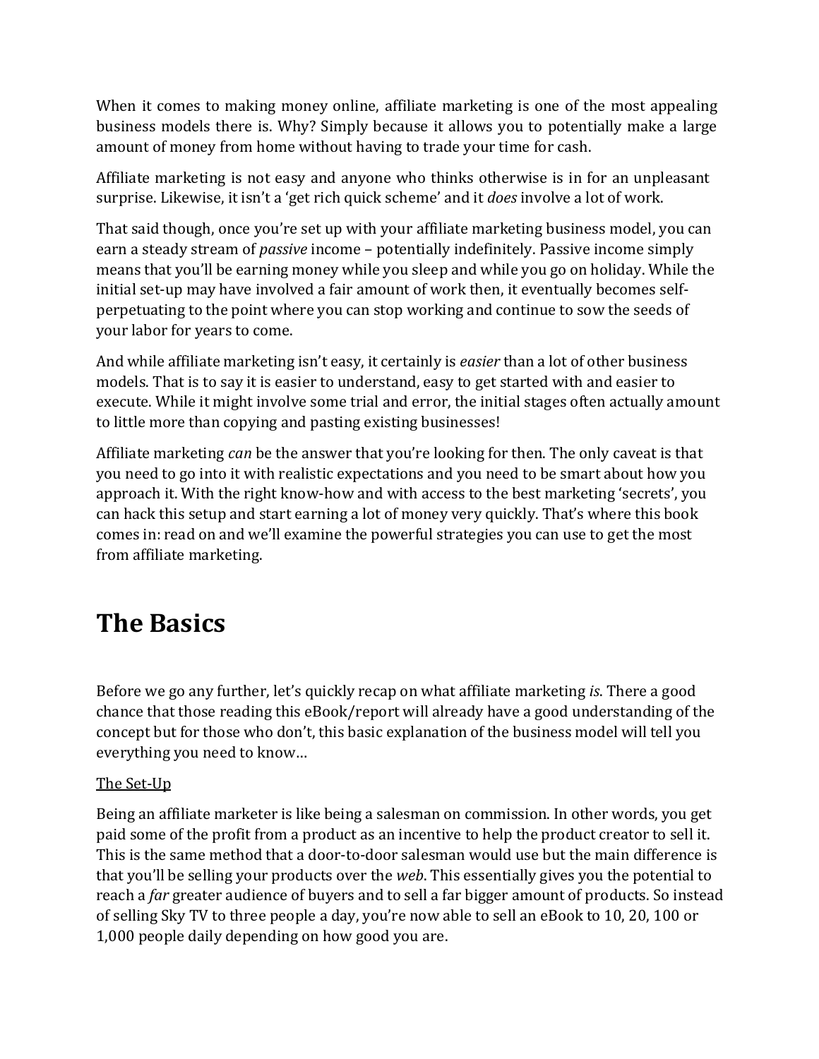When it comes to making money online, affiliate marketing is one of the most appealing business models there is. Why? Simply because it allows you to potentially make a large amount of money from home without having to trade your time for cash.

Affiliate marketing is not easy and anyone who thinks otherwise is in for an unpleasant surprise. Likewise, it isn't a 'get rich quick scheme' and it *does* involve a lot of work.

That said though, once you're set up with your affiliate marketing business model, you can earn a steady stream of *passive* income – potentially indefinitely. Passive income simply means that you'll be earning money while you sleep and while you go on holiday. While the initial set-up may have involved a fair amount of work then, it eventually becomes self-perpetuating to the point where you can stop working and continue to sow the seeds of your labor for years to come.

And while affiliate marketing isn't easy, it certainly is *easier* than a lot of other business models. That is to say it is easier to understand, easy to get started with and easier to execute. While it might involve some trial and error, the initial stages often actually amount to little more than copying and pasting existing businesses!

Affiliate marketing *can* be the answer that you're looking for then. The only caveat is that you need to go into it with realistic expectations and you need to be smart about how you approach it. With the right know-how and with access to the best marketing 'secrets', you can hack this setup and start earning a lot of money very quickly. That's where this book comes in: read on and we'll examine the powerful strategies you can use to get the most from affiliate marketing.

# The Basics

Before we go any further, let's quickly recap on what affiliate marketing *is*. There a good chance that those reading this eBook/report will already have a good understanding of the concept but for those who don't, this basic explanation of the business model will tell you everything you need to know…

<u>The Set-Up</u>

Being an affiliate marketer is like being a salesman on commission. In other words, you get paid some of the profit from a product as an incentive to help the product creator to sell it. This is the same method that a door-to-door salesman would use but the main difference is that you'll be selling your products over the *web*. This essentially gives you the potential to reach a *far* greater audience of buyers and to sell a far bigger amount of products. So instead of selling Sky TV to three people a day, you're now able to sell an eBook to 10, 20, 100 or 1,000 people daily depending on how good you are.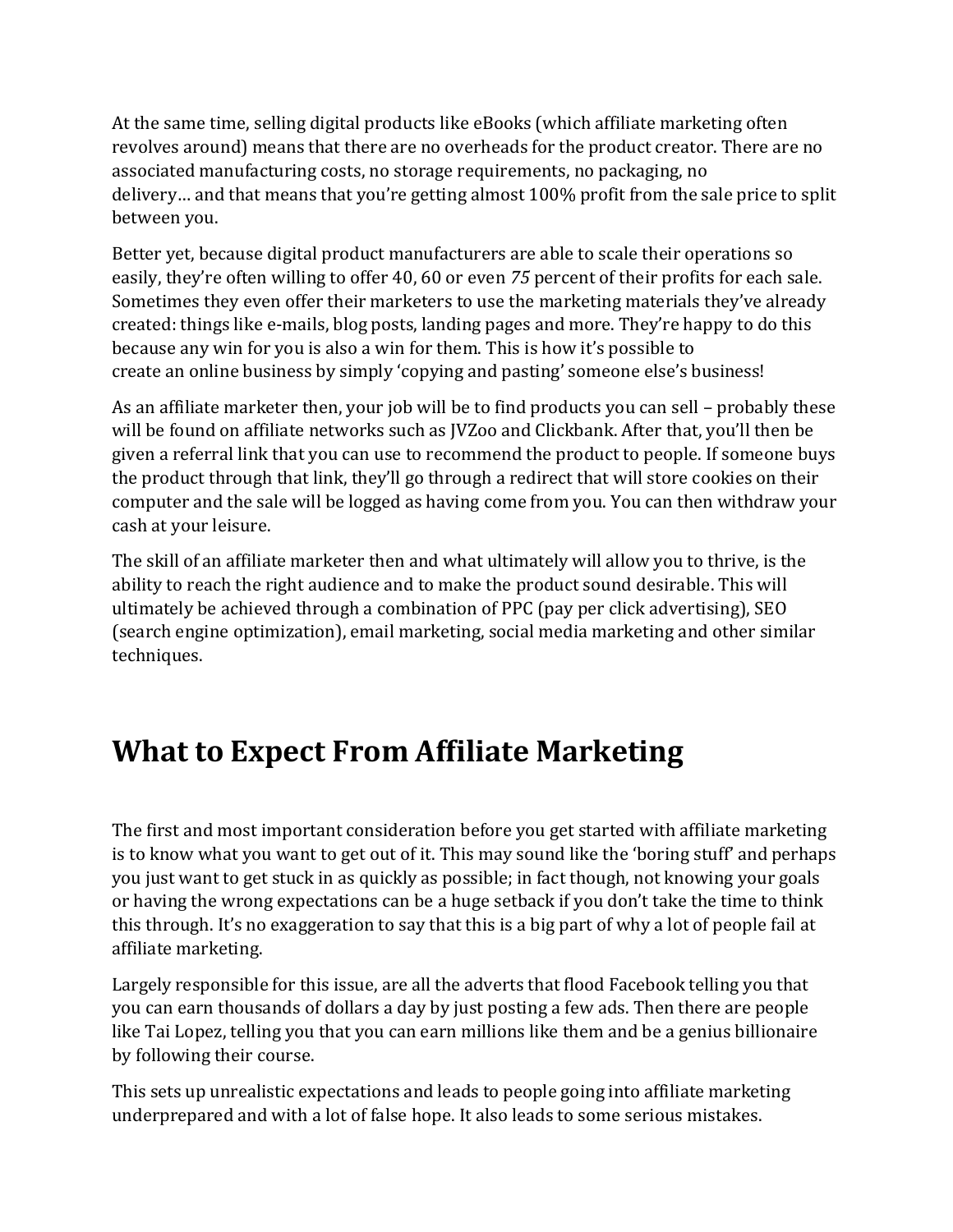At the same time, selling digital products like eBooks (which affiliate marketing often revolves around) means that there are no overheads for the product creator. There are no associated manufacturing costs, no storage requirements, no packaging, no delivery… and that means that you're getting almost 100% profit from the sale price to split between you.

Better yet, because digital product manufacturers are able to scale their operations so easily, they're often willing to offer 40, 60 or even *75* percent of their profits for each sale. Sometimes they even offer their marketers to use the marketing materials they've already created: things like e-mails, blog posts, landing pages and more. They're happy to do this because any win for you is also a win for them. This is how it's possible to create an online business by simply 'copying and pasting' someone else's business!

As an affiliate marketer then, your job will be to find products you can sell – probably these will be found on affiliate networks such as JVZoo and Clickbank. After that, you'll then be given a referral link that you can use to recommend the product to people. If someone buys the product through that link, they'll go through a redirect that will store cookies on their computer and the sale will be logged as having come from you. You can then withdraw your cash at your leisure.

The skill of an affiliate marketer then and what ultimately will allow you to thrive, is the ability to reach the right audience and to make the product sound desirable. This will ultimately be achieved through a combination of PPC (pay per click advertising), SEO (search engine optimization), email marketing, social media marketing and other similar techniques.

# What to Expect From Affiliate Marketing

The first and most important consideration before you get started with affiliate marketing is to know what you want to get out of it. This may sound like the 'boring stuff' and perhaps you just want to get stuck in as quickly as possible; in fact though, not knowing your goals or having the wrong expectations can be a huge setback if you don't take the time to think this through. It's no exaggeration to say that this is a big part of why a lot of people fail at affiliate marketing.

Largely responsible for this issue, are all the adverts that flood Facebook telling you that you can earn thousands of dollars a day by just posting a few ads. Then there are people like Tai Lopez, telling you that you can earn millions like them and be a genius billionaire by following their course.

This sets up unrealistic expectations and leads to people going into affiliate marketing underprepared and with a lot of false hope. It also leads to some serious mistakes.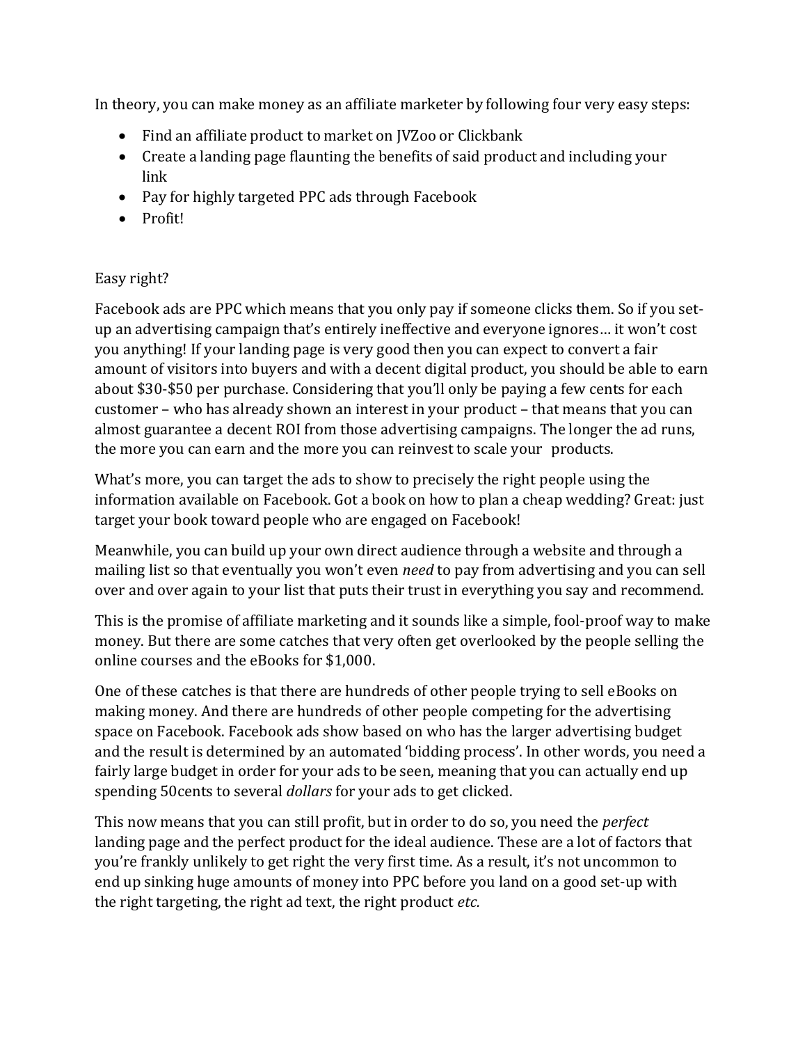In theory, you can make money as an affiliate marketer by following four very easy steps:

- Find an affiliate product to market on JVZoo or Clickbank
- Create a landing page flaunting the benefits of said product and including your link
- Pay for highly targeted PPC ads through Facebook
- Profit!

Easy right?

Facebook ads are PPC which means that you only pay if someone clicks them. So if you set-up an advertising campaign that's entirely ineffective and everyone ignores… it won't cost you anything! If your landing page is very good then you can expect to convert a fair amount of visitors into buyers and with a decent digital product, you should be able to earn about $30-$50 per purchase. Considering that you'll only be paying a few cents for each customer – who has already shown an interest in your product – that means that you can almost guarantee a decent ROI from those advertising campaigns. The longer the ad runs, the more you can earn and the more you can reinvest to scale your products.

What's more, you can target the ads to show to precisely the right people using the information available on Facebook. Got a book on how to plan a cheap wedding? Great: just target your book toward people who are engaged on Facebook!

Meanwhile, you can build up your own direct audience through a website and through a mailing list so that eventually you won't even *need* to pay from advertising and you can sell over and over again to your list that puts their trust in everything you say and recommend.

This is the promise of affiliate marketing and it sounds like a simple, fool-proof way to make money. But there are some catches that very often get overlooked by the people selling the online courses and the eBooks for $1,000.

One of these catches is that there are hundreds of other people trying to sell eBooks on making money. And there are hundreds of other people competing for the advertising space on Facebook. Facebook ads show based on who has the larger advertising budget and the result is determined by an automated 'bidding process'. In other words, you need a fairly large budget in order for your ads to be seen, meaning that you can actually end up spending 50cents to several *dollars* for your ads to get clicked.

This now means that you can still profit, but in order to do so, you need the *perfect* landing page and the perfect product for the ideal audience. These are a lot of factors that you're frankly unlikely to get right the very first time. As a result, it's not uncommon to end up sinking huge amounts of money into PPC before you land on a good set-up with the right targeting, the right ad text, the right product *etc.*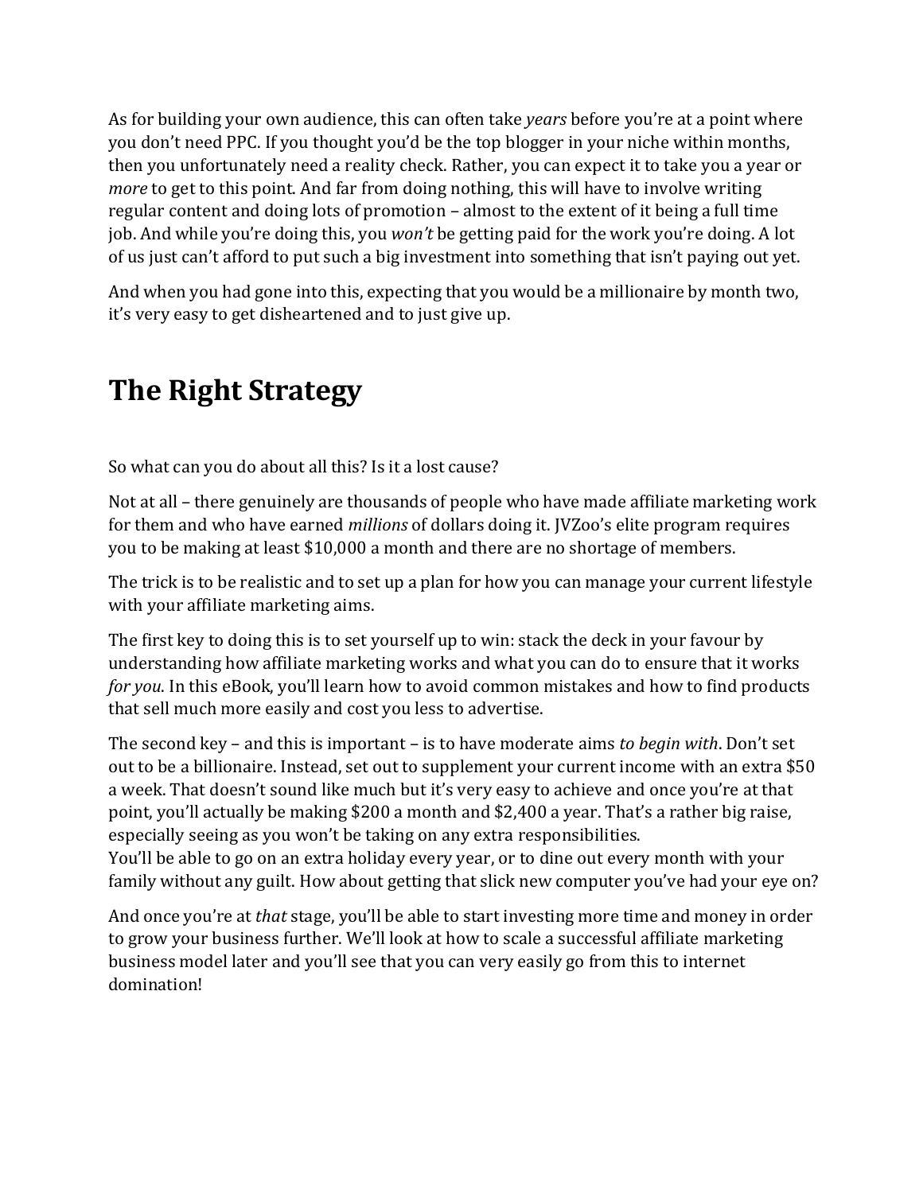As for building your own audience, this can often take *years* before you're at a point where you don't need PPC. If you thought you'd be the top blogger in your niche within months, then you unfortunately need a reality check. Rather, you can expect it to take you a year or *more* to get to this point. And far from doing nothing, this will have to involve writing regular content and doing lots of promotion – almost to the extent of it being a full time job. And while you're doing this, you *won't* be getting paid for the work you're doing. A lot of us just can't afford to put such a big investment into something that isn't paying out yet.

And when you had gone into this, expecting that you would be a millionaire by month two, it's very easy to get disheartened and to just give up.

# The Right Strategy

So what can you do about all this? Is it a lost cause?

Not at all – there genuinely are thousands of people who have made affiliate marketing work for them and who have earned *millions* of dollars doing it. JVZoo's elite program requires you to be making at least $10,000 a month and there are no shortage of members.

The trick is to be realistic and to set up a plan for how you can manage your current lifestyle with your affiliate marketing aims.

The first key to doing this is to set yourself up to win: stack the deck in your favour by understanding how affiliate marketing works and what you can do to ensure that it works *for you*. In this eBook, you'll learn how to avoid common mistakes and how to find products that sell much more easily and cost you less to advertise.

The second key – and this is important – is to have moderate aims *to begin with*. Don't set out to be a billionaire. Instead, set out to supplement your current income with an extra $50 a week. That doesn't sound like much but it's very easy to achieve and once you're at that point, you'll actually be making $200 a month and $2,400 a year. That's a rather big raise, especially seeing as you won't be taking on any extra responsibilities.
You'll be able to go on an extra holiday every year, or to dine out every month with your family without any guilt. How about getting that slick new computer you've had your eye on?

And once you're at *that* stage, you'll be able to start investing more time and money in order to grow your business further. We'll look at how to scale a successful affiliate marketing business model later and you'll see that you can very easily go from this to internet domination!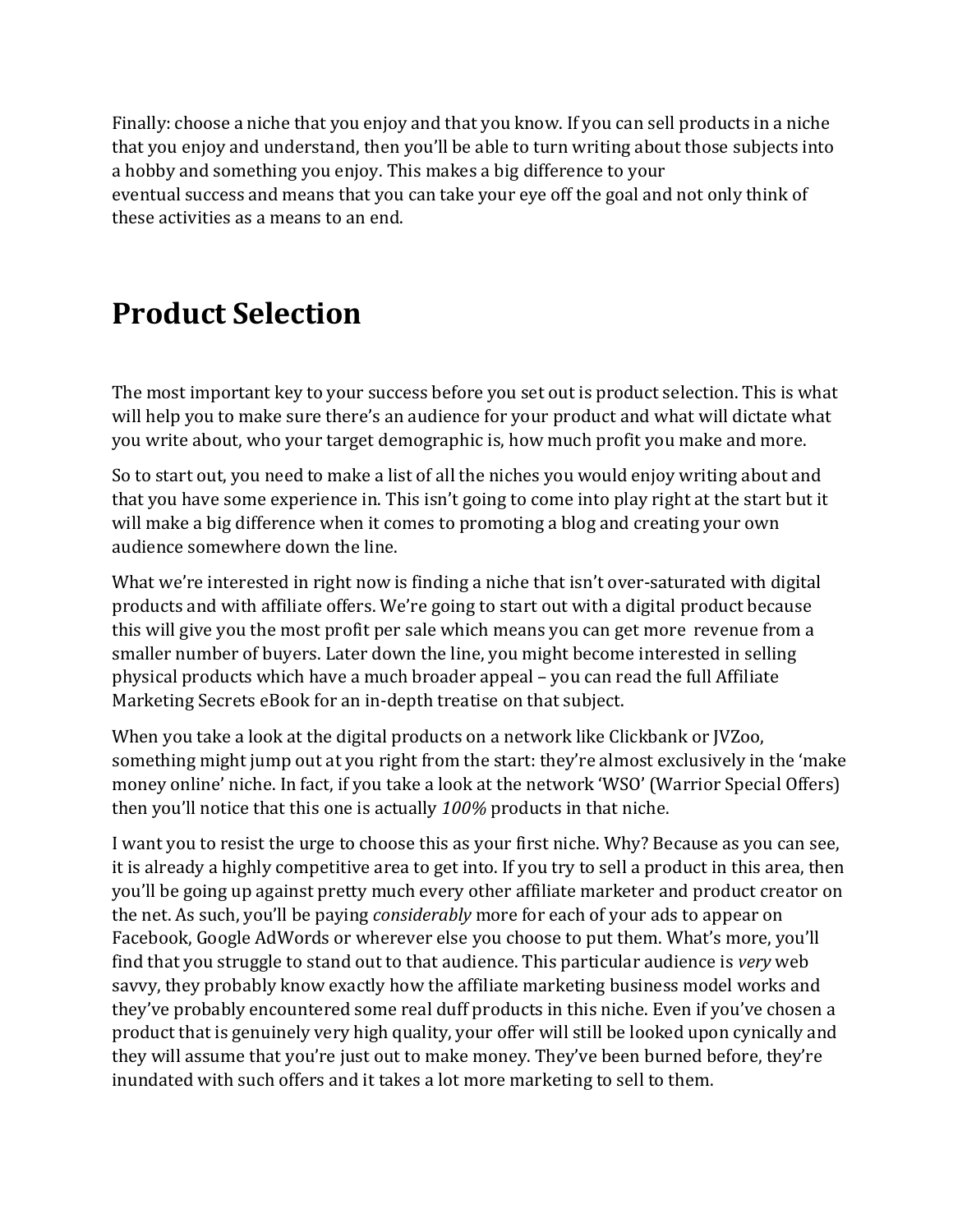Finally: choose a niche that you enjoy and that you know. If you can sell products in a niche that you enjoy and understand, then you'll be able to turn writing about those subjects into a hobby and something you enjoy. This makes a big difference to your eventual success and means that you can take your eye off the goal and not only think of these activities as a means to an end.

# Product Selection

The most important key to your success before you set out is product selection. This is what will help you to make sure there's an audience for your product and what will dictate what you write about, who your target demographic is, how much profit you make and more.

So to start out, you need to make a list of all the niches you would enjoy writing about and that you have some experience in. This isn't going to come into play right at the start but it will make a big difference when it comes to promoting a blog and creating your own audience somewhere down the line.

What we're interested in right now is finding a niche that isn't over-saturated with digital products and with affiliate offers. We're going to start out with a digital product because this will give you the most profit per sale which means you can get more revenue from a smaller number of buyers. Later down the line, you might become interested in selling physical products which have a much broader appeal – you can read the full Affiliate Marketing Secrets eBook for an in-depth treatise on that subject.

When you take a look at the digital products on a network like Clickbank or JVZoo, something might jump out at you right from the start: they're almost exclusively in the 'make money online' niche. In fact, if you take a look at the network 'WSO' (Warrior Special Offers) then you'll notice that this one is actually *100%* products in that niche.

I want you to resist the urge to choose this as your first niche. Why? Because as you can see, it is already a highly competitive area to get into. If you try to sell a product in this area, then you'll be going up against pretty much every other affiliate marketer and product creator on the net. As such, you'll be paying *considerably* more for each of your ads to appear on Facebook, Google AdWords or wherever else you choose to put them. What's more, you'll find that you struggle to stand out to that audience. This particular audience is *very* web savvy, they probably know exactly how the affiliate marketing business model works and they've probably encountered some real duff products in this niche. Even if you've chosen a product that is genuinely very high quality, your offer will still be looked upon cynically and they will assume that you're just out to make money. They've been burned before, they're inundated with such offers and it takes a lot more marketing to sell to them.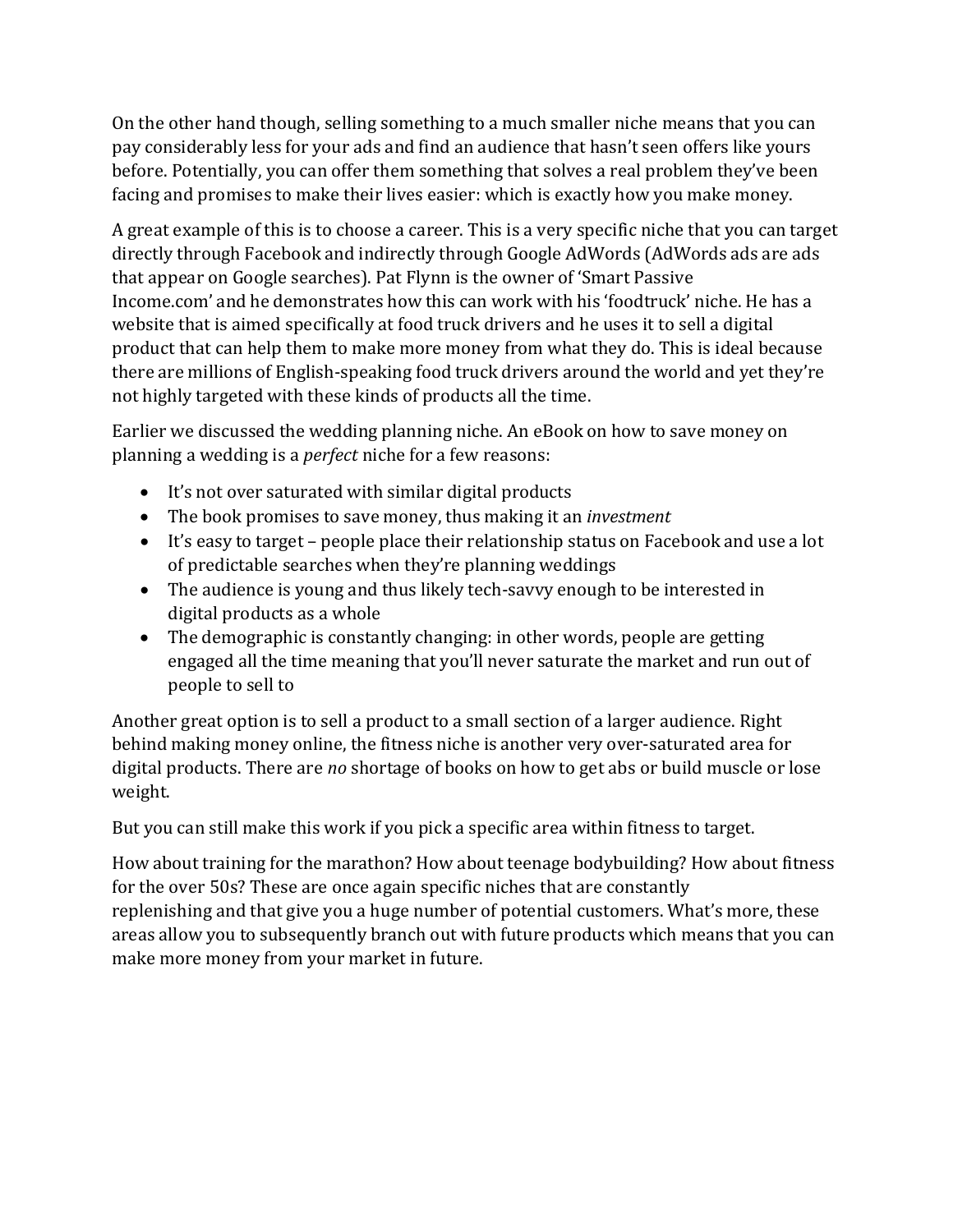On the other hand though, selling something to a much smaller niche means that you can pay considerably less for your ads and find an audience that hasn't seen offers like yours before. Potentially, you can offer them something that solves a real problem they've been facing and promises to make their lives easier: which is exactly how you make money.

A great example of this is to choose a career. This is a very specific niche that you can target directly through Facebook and indirectly through Google AdWords (AdWords ads are ads that appear on Google searches). Pat Flynn is the owner of 'Smart Passive Income.com' and he demonstrates how this can work with his 'foodtruck' niche. He has a website that is aimed specifically at food truck drivers and he uses it to sell a digital product that can help them to make more money from what they do. This is ideal because there are millions of English-speaking food truck drivers around the world and yet they're not highly targeted with these kinds of products all the time.

Earlier we discussed the wedding planning niche. An eBook on how to save money on planning a wedding is a *perfect* niche for a few reasons:

- It's not over saturated with similar digital products
- The book promises to save money, thus making it an *investment*
- It's easy to target – people place their relationship status on Facebook and use a lot of predictable searches when they're planning weddings
- The audience is young and thus likely tech-savvy enough to be interested in digital products as a whole
- The demographic is constantly changing: in other words, people are getting engaged all the time meaning that you'll never saturate the market and run out of people to sell to

Another great option is to sell a product to a small section of a larger audience. Right behind making money online, the fitness niche is another very over-saturated area for digital products. There are *no* shortage of books on how to get abs or build muscle or lose weight.

But you can still make this work if you pick a specific area within fitness to target.

How about training for the marathon? How about teenage bodybuilding? How about fitness for the over 50s? These are once again specific niches that are constantly replenishing and that give you a huge number of potential customers. What's more, these areas allow you to subsequently branch out with future products which means that you can make more money from your market in future.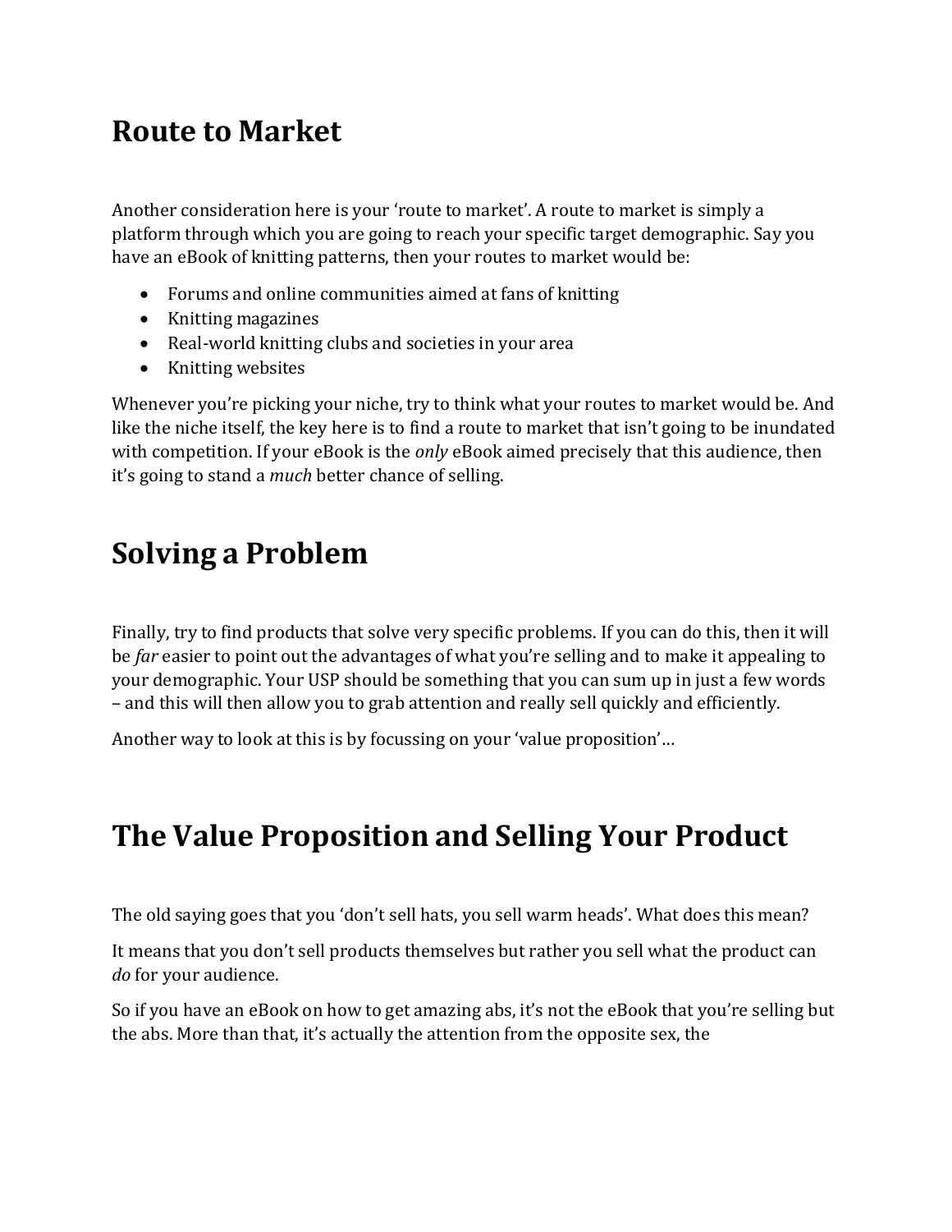# Route to Market

Another consideration here is your 'route to market'. A route to market is simply a platform through which you are going to reach your specific target demographic. Say you have an eBook of knitting patterns, then your routes to market would be:

- Forums and online communities aimed at fans of knitting
- Knitting magazines
- Real-world knitting clubs and societies in your area
- Knitting websites

Whenever you're picking your niche, try to think what your routes to market would be. And like the niche itself, the key here is to find a route to market that isn't going to be inundated with competition. If your eBook is the *only* eBook aimed precisely that this audience, then it's going to stand a *much* better chance of selling.

# Solving a Problem

Finally, try to find products that solve very specific problems. If you can do this, then it will be *far* easier to point out the advantages of what you're selling and to make it appealing to your demographic. Your USP should be something that you can sum up in just a few words – and this will then allow you to grab attention and really sell quickly and efficiently.

Another way to look at this is by focussing on your 'value proposition'…

# The Value Proposition and Selling Your Product

The old saying goes that you 'don't sell hats, you sell warm heads'. What does this mean?

It means that you don't sell products themselves but rather you sell what the product can *do* for your audience.

So if you have an eBook on how to get amazing abs, it's not the eBook that you're selling but the abs. More than that, it's actually the attention from the opposite sex, the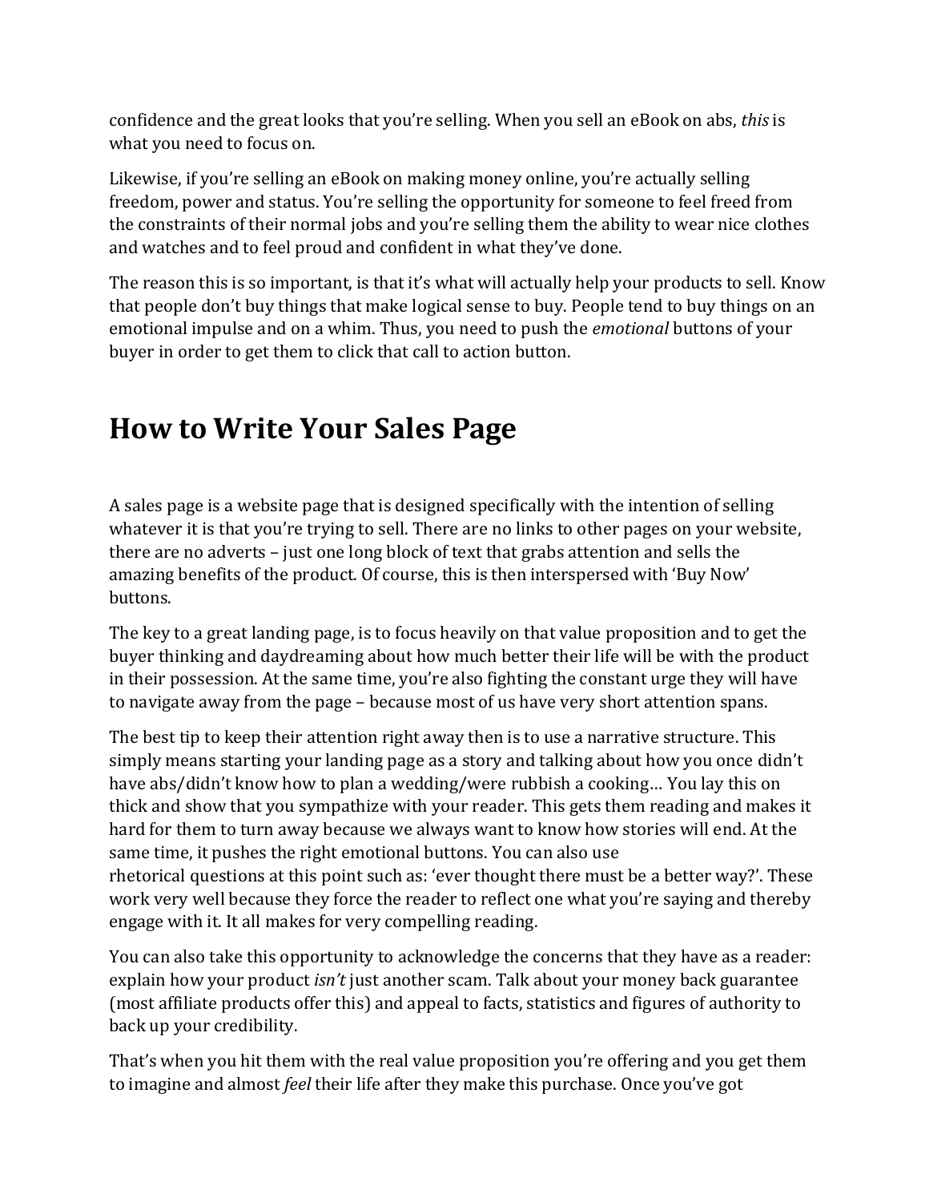confidence and the great looks that you're selling. When you sell an eBook on abs, *this* is what you need to focus on.

Likewise, if you're selling an eBook on making money online, you're actually selling freedom, power and status. You're selling the opportunity for someone to feel freed from the constraints of their normal jobs and you're selling them the ability to wear nice clothes and watches and to feel proud and confident in what they've done.

The reason this is so important, is that it's what will actually help your products to sell. Know that people don't buy things that make logical sense to buy. People tend to buy things on an emotional impulse and on a whim. Thus, you need to push the *emotional* buttons of your buyer in order to get them to click that call to action button.

# How to Write Your Sales Page

A sales page is a website page that is designed specifically with the intention of selling whatever it is that you're trying to sell. There are no links to other pages on your website, there are no adverts – just one long block of text that grabs attention and sells the amazing benefits of the product. Of course, this is then interspersed with 'Buy Now' buttons.

The key to a great landing page, is to focus heavily on that value proposition and to get the buyer thinking and daydreaming about how much better their life will be with the product in their possession. At the same time, you're also fighting the constant urge they will have to navigate away from the page – because most of us have very short attention spans.

The best tip to keep their attention right away then is to use a narrative structure. This simply means starting your landing page as a story and talking about how you once didn't have abs/didn't know how to plan a wedding/were rubbish a cooking… You lay this on thick and show that you sympathize with your reader. This gets them reading and makes it hard for them to turn away because we always want to know how stories will end. At the same time, it pushes the right emotional buttons. You can also use rhetorical questions at this point such as: 'ever thought there must be a better way?'. These work very well because they force the reader to reflect one what you're saying and thereby engage with it. It all makes for very compelling reading.

You can also take this opportunity to acknowledge the concerns that they have as a reader: explain how your product *isn't* just another scam. Talk about your money back guarantee (most affiliate products offer this) and appeal to facts, statistics and figures of authority to back up your credibility.

That's when you hit them with the real value proposition you're offering and you get them to imagine and almost *feel* their life after they make this purchase. Once you've got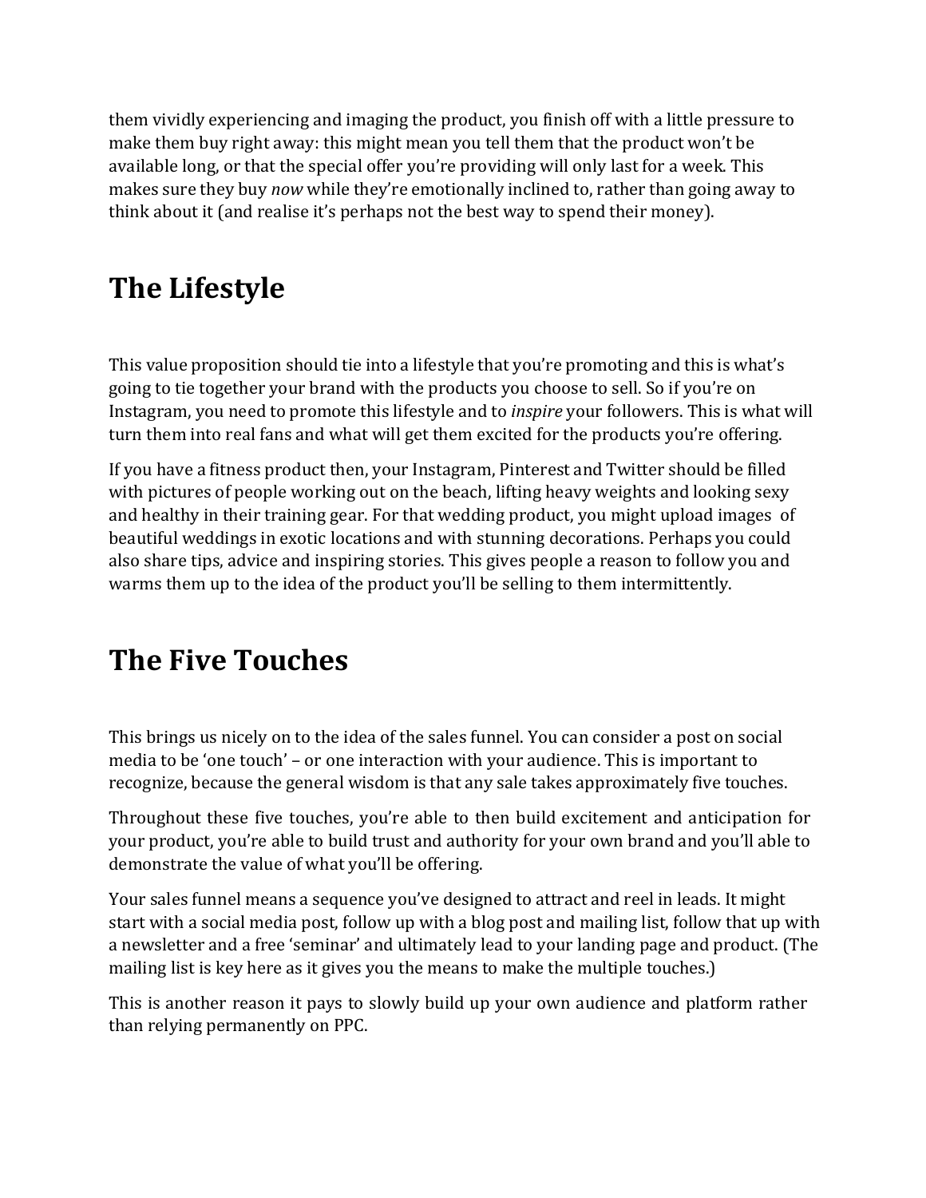them vividly experiencing and imaging the product, you finish off with a little pressure to make them buy right away: this might mean you tell them that the product won't be available long, or that the special offer you're providing will only last for a week. This makes sure they buy *now* while they're emotionally inclined to, rather than going away to think about it (and realise it's perhaps not the best way to spend their money).

# The Lifestyle

This value proposition should tie into a lifestyle that you're promoting and this is what's going to tie together your brand with the products you choose to sell. So if you're on Instagram, you need to promote this lifestyle and to *inspire* your followers. This is what will turn them into real fans and what will get them excited for the products you're offering.

If you have a fitness product then, your Instagram, Pinterest and Twitter should be filled with pictures of people working out on the beach, lifting heavy weights and looking sexy and healthy in their training gear. For that wedding product, you might upload images of beautiful weddings in exotic locations and with stunning decorations. Perhaps you could also share tips, advice and inspiring stories. This gives people a reason to follow you and warms them up to the idea of the product you'll be selling to them intermittently.

# The Five Touches

This brings us nicely on to the idea of the sales funnel. You can consider a post on social media to be 'one touch' – or one interaction with your audience. This is important to recognize, because the general wisdom is that any sale takes approximately five touches.

Throughout these five touches, you're able to then build excitement and anticipation for your product, you're able to build trust and authority for your own brand and you'll able to demonstrate the value of what you'll be offering.

Your sales funnel means a sequence you've designed to attract and reel in leads. It might start with a social media post, follow up with a blog post and mailing list, follow that up with a newsletter and a free 'seminar' and ultimately lead to your landing page and product. (The mailing list is key here as it gives you the means to make the multiple touches.)

This is another reason it pays to slowly build up your own audience and platform rather than relying permanently on PPC.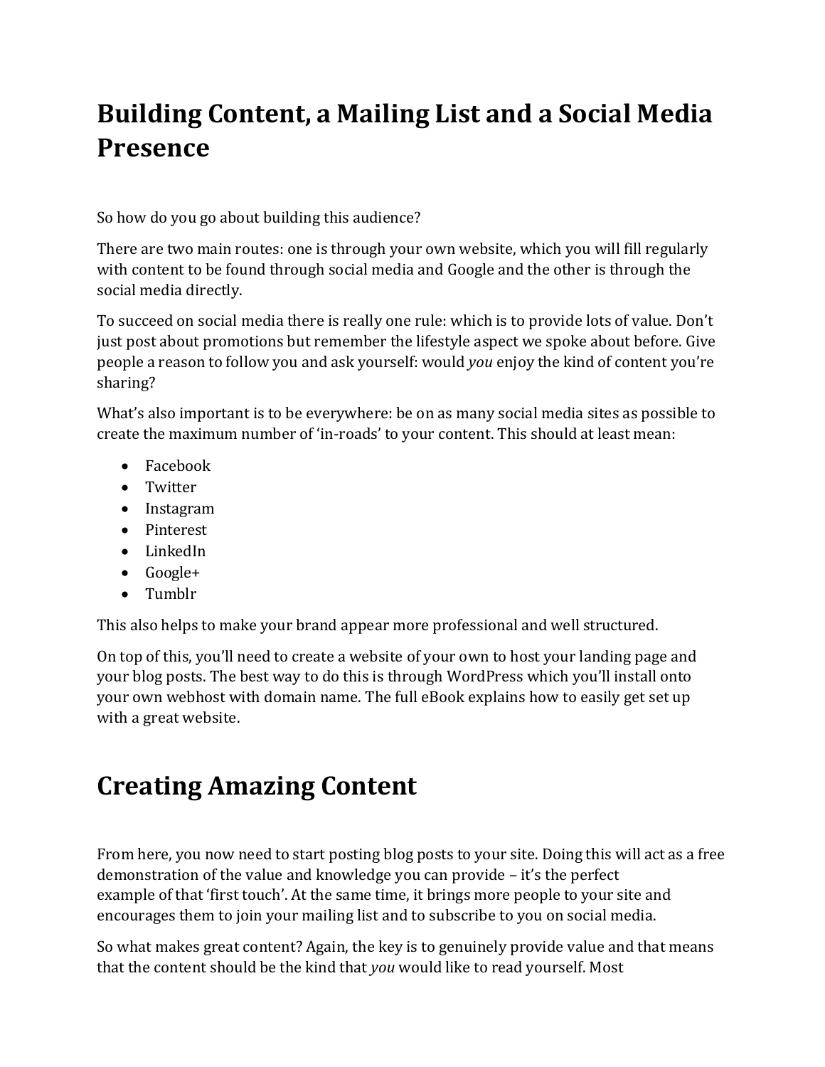# Building Content, a Mailing List and a Social Media Presence

So how do you go about building this audience?

There are two main routes: one is through your own website, which you will fill regularly with content to be found through social media and Google and the other is through the social media directly.

To succeed on social media there is really one rule: which is to provide lots of value. Don't just post about promotions but remember the lifestyle aspect we spoke about before. Give people a reason to follow you and ask yourself: would *you* enjoy the kind of content you're sharing?

What's also important is to be everywhere: be on as many social media sites as possible to create the maximum number of 'in-roads' to your content. This should at least mean:

- Facebook
- Twitter
- Instagram
- Pinterest
- LinkedIn
- Google+
- Tumblr

This also helps to make your brand appear more professional and well structured.

On top of this, you'll need to create a website of your own to host your landing page and your blog posts. The best way to do this is through WordPress which you'll install onto your own webhost with domain name. The full eBook explains how to easily get set up with a great website.

# Creating Amazing Content

From here, you now need to start posting blog posts to your site. Doing this will act as a free demonstration of the value and knowledge you can provide – it's the perfect example of that 'first touch'. At the same time, it brings more people to your site and encourages them to join your mailing list and to subscribe to you on social media.

So what makes great content? Again, the key is to genuinely provide value and that means that the content should be the kind that *you* would like to read yourself. Most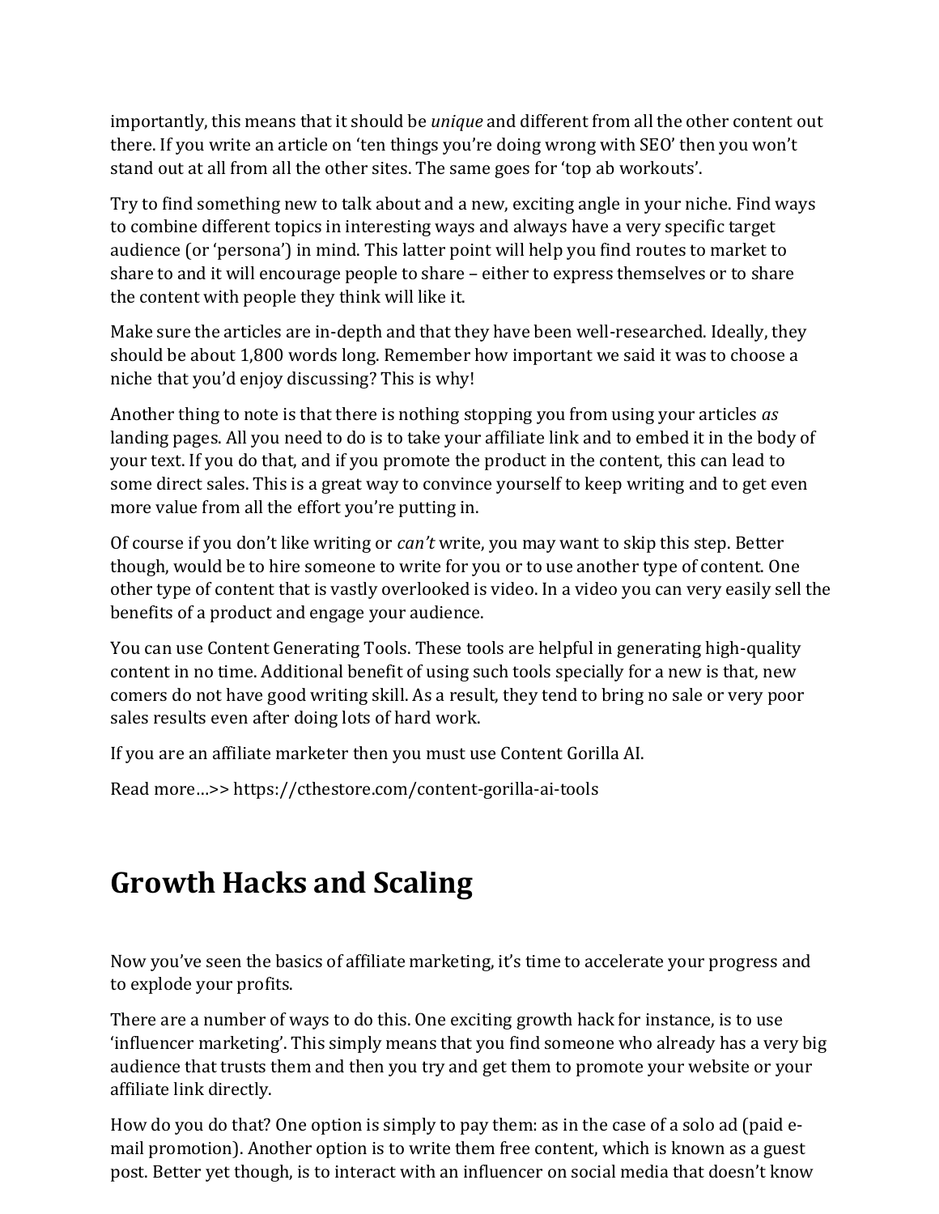importantly, this means that it should be *unique* and different from all the other content out there. If you write an article on 'ten things you're doing wrong with SEO' then you won't stand out at all from all the other sites. The same goes for 'top ab workouts'.

Try to find something new to talk about and a new, exciting angle in your niche. Find ways to combine different topics in interesting ways and always have a very specific target audience (or 'persona') in mind. This latter point will help you find routes to market to share to and it will encourage people to share – either to express themselves or to share the content with people they think will like it.

Make sure the articles are in-depth and that they have been well-researched. Ideally, they should be about 1,800 words long. Remember how important we said it was to choose a niche that you'd enjoy discussing? This is why!

Another thing to note is that there is nothing stopping you from using your articles *as* landing pages. All you need to do is to take your affiliate link and to embed it in the body of your text. If you do that, and if you promote the product in the content, this can lead to some direct sales. This is a great way to convince yourself to keep writing and to get even more value from all the effort you're putting in.

Of course if you don't like writing or *can't* write, you may want to skip this step. Better though, would be to hire someone to write for you or to use another type of content. One other type of content that is vastly overlooked is video. In a video you can very easily sell the benefits of a product and engage your audience.

You can use Content Generating Tools. These tools are helpful in generating high-quality content in no time. Additional benefit of using such tools specially for a new is that, new comers do not have good writing skill. As a result, they tend to bring no sale or very poor sales results even after doing lots of hard work.

If you are an affiliate marketer then you must use Content Gorilla AI.

Read more…>> https://cthestore.com/content-gorilla-ai-tools

# Growth Hacks and Scaling

Now you've seen the basics of affiliate marketing, it's time to accelerate your progress and to explode your profits.

There are a number of ways to do this. One exciting growth hack for instance, is to use 'influencer marketing'. This simply means that you find someone who already has a very big audience that trusts them and then you try and get them to promote your website or your affiliate link directly.

How do you do that? One option is simply to pay them: as in the case of a solo ad (paid e-mail promotion). Another option is to write them free content, which is known as a guest post. Better yet though, is to interact with an influencer on social media that doesn't know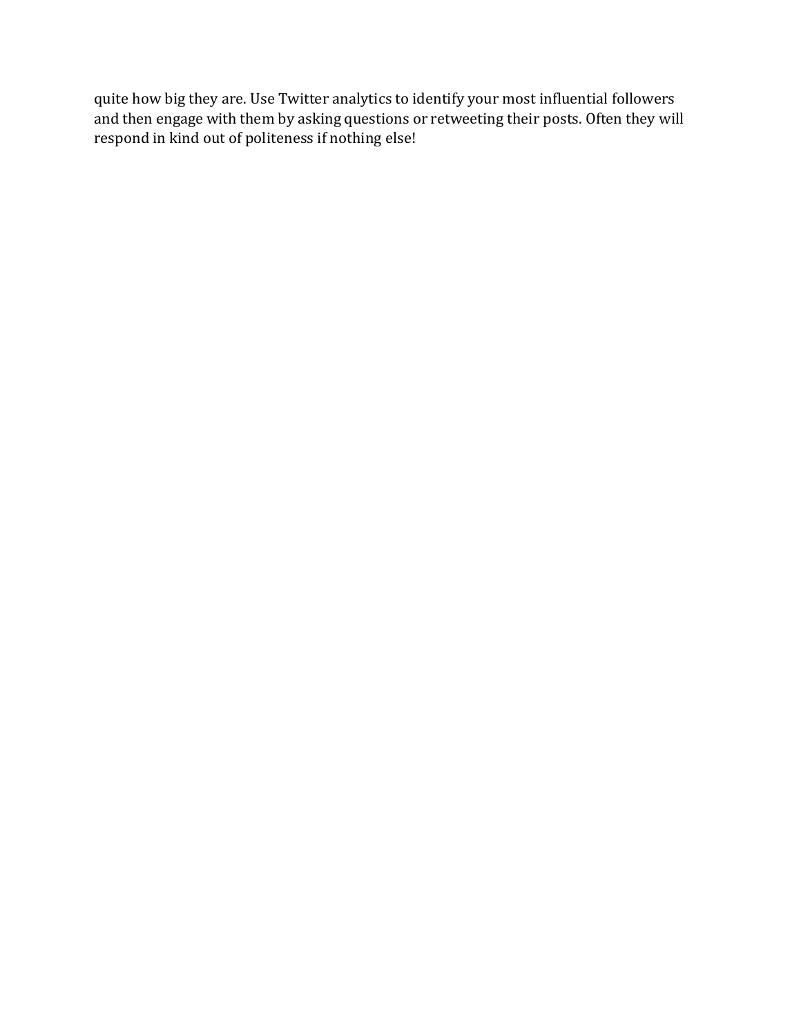quite how big they are. Use Twitter analytics to identify your most influential followers and then engage with them by asking questions or retweeting their posts. Often they will respond in kind out of politeness if nothing else!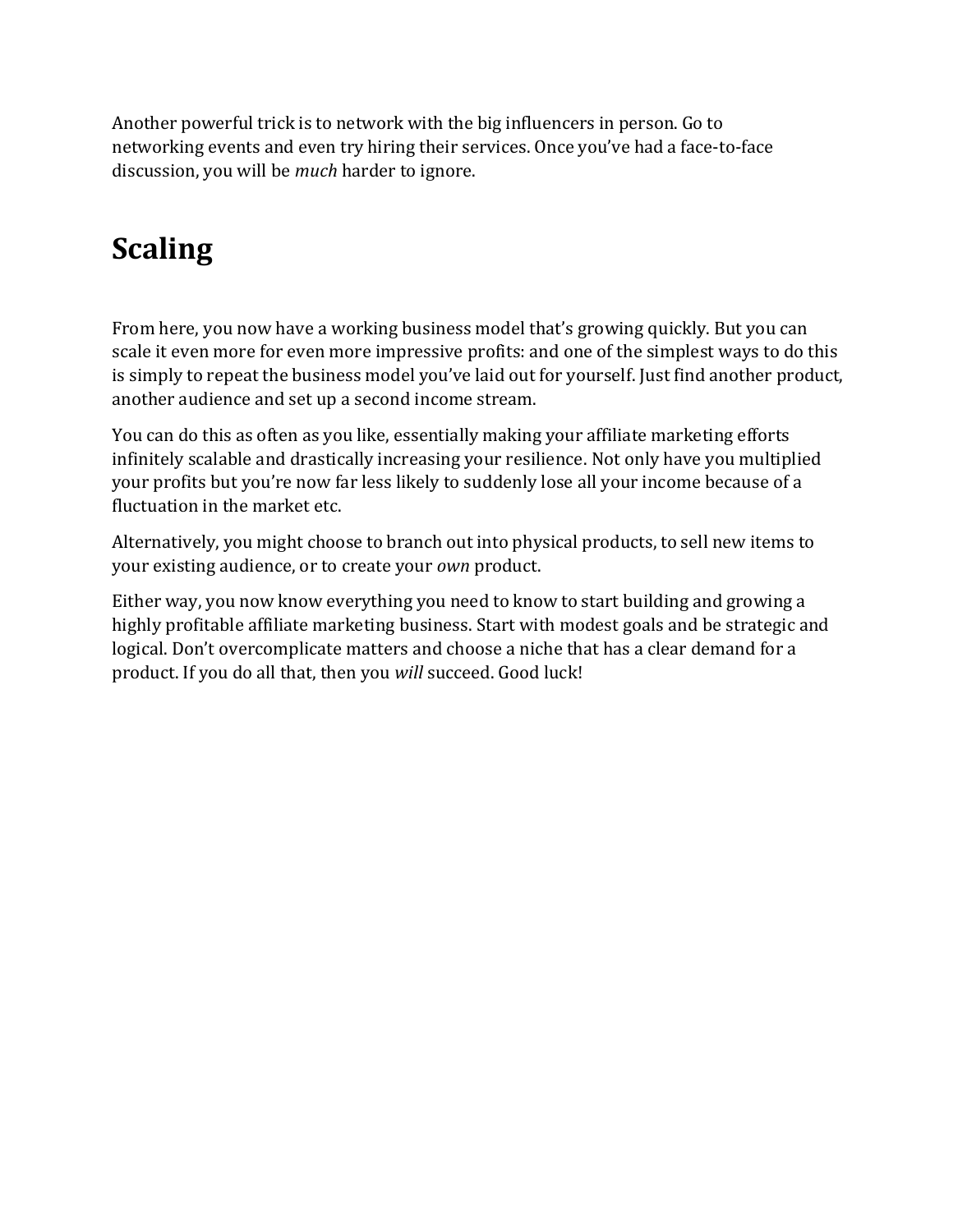Another powerful trick is to network with the big influencers in person. Go to networking events and even try hiring their services. Once you've had a face-to-face discussion, you will be *much* harder to ignore.

# Scaling

From here, you now have a working business model that's growing quickly. But you can scale it even more for even more impressive profits: and one of the simplest ways to do this is simply to repeat the business model you've laid out for yourself. Just find another product, another audience and set up a second income stream.

You can do this as often as you like, essentially making your affiliate marketing efforts infinitely scalable and drastically increasing your resilience. Not only have you multiplied your profits but you're now far less likely to suddenly lose all your income because of a fluctuation in the market etc.

Alternatively, you might choose to branch out into physical products, to sell new items to your existing audience, or to create your *own* product.

Either way, you now know everything you need to know to start building and growing a highly profitable affiliate marketing business. Start with modest goals and be strategic and logical. Don't overcomplicate matters and choose a niche that has a clear demand for a product. If you do all that, then you *will* succeed. Good luck!